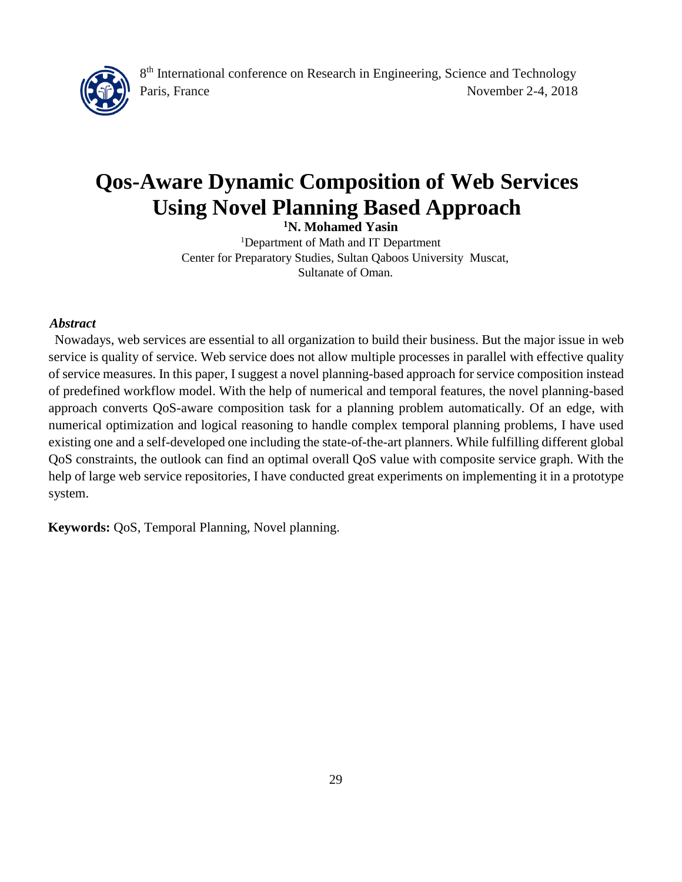# Qos-Aware Dynamic Composition of Web Services Using Novel Planning Based Approach

**[1]N. Mohamed Yasin**

[1]Department of Math and IT Department
Center for Preparatory Studies, Sultan Qaboos University Muscat,
Sultanate of Oman.

***Abstract***

Nowadays, web services are essential to all organization to build their business. But the major issue in web service is quality of service. Web service does not allow multiple processes in parallel with effective quality of service measures. In this paper, I suggest a novel planning-based approach for service composition instead of predefined workflow model. With the help of numerical and temporal features, the novel planning-based approach converts QoS-aware composition task for a planning problem automatically. Of an edge, with numerical optimization and logical reasoning to handle complex temporal planning problems, I have used existing one and a self-developed one including the state-of-the-art planners. While fulfilling different global QoS constraints, the outlook can find an optimal overall QoS value with composite service graph. With the help of large web service repositories, I have conducted great experiments on implementing it in a prototype system.

**Keywords:** QoS, Temporal Planning, Novel planning.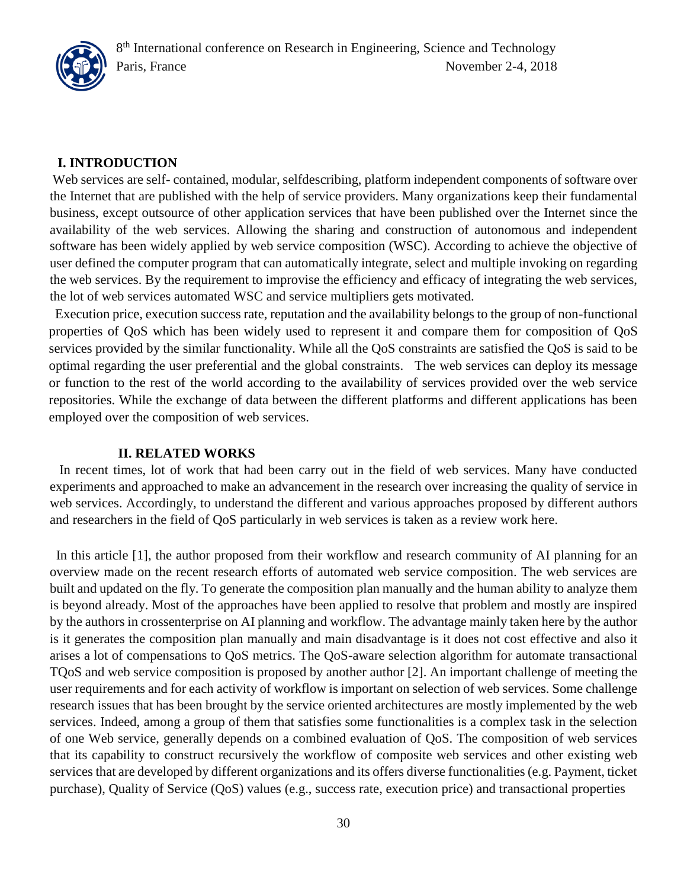## I. INTRODUCTION

Web services are self- contained, modular, selfdescribing, platform independent components of software over the Internet that are published with the help of service providers. Many organizations keep their fundamental business, except outsource of other application services that have been published over the Internet since the availability of the web services. Allowing the sharing and construction of autonomous and independent software has been widely applied by web service composition (WSC). According to achieve the objective of user defined the computer program that can automatically integrate, select and multiple invoking on regarding the web services. By the requirement to improvise the efficiency and efficacy of integrating the web services, the lot of web services automated WSC and service multipliers gets motivated.

Execution price, execution success rate, reputation and the availability belongs to the group of non-functional properties of QoS which has been widely used to represent it and compare them for composition of QoS services provided by the similar functionality. While all the QoS constraints are satisfied the QoS is said to be optimal regarding the user preferential and the global constraints. The web services can deploy its message or function to the rest of the world according to the availability of services provided over the web service repositories. While the exchange of data between the different platforms and different applications has been employed over the composition of web services.

## II. RELATED WORKS

In recent times, lot of work that had been carry out in the field of web services. Many have conducted experiments and approached to make an advancement in the research over increasing the quality of service in web services. Accordingly, to understand the different and various approaches proposed by different authors and researchers in the field of QoS particularly in web services is taken as a review work here.

In this article [1], the author proposed from their workflow and research community of AI planning for an overview made on the recent research efforts of automated web service composition. The web services are built and updated on the fly. To generate the composition plan manually and the human ability to analyze them is beyond already. Most of the approaches have been applied to resolve that problem and mostly are inspired by the authors in crossenterprise on AI planning and workflow. The advantage mainly taken here by the author is it generates the composition plan manually and main disadvantage is it does not cost effective and also it arises a lot of compensations to QoS metrics. The QoS-aware selection algorithm for automate transactional TQoS and web service composition is proposed by another author [2]. An important challenge of meeting the user requirements and for each activity of workflow is important on selection of web services. Some challenge research issues that has been brought by the service oriented architectures are mostly implemented by the web services. Indeed, among a group of them that satisfies some functionalities is a complex task in the selection of one Web service, generally depends on a combined evaluation of QoS. The composition of web services that its capability to construct recursively the workflow of composite web services and other existing web services that are developed by different organizations and its offers diverse functionalities (e.g. Payment, ticket purchase), Quality of Service (QoS) values (e.g., success rate, execution price) and transactional properties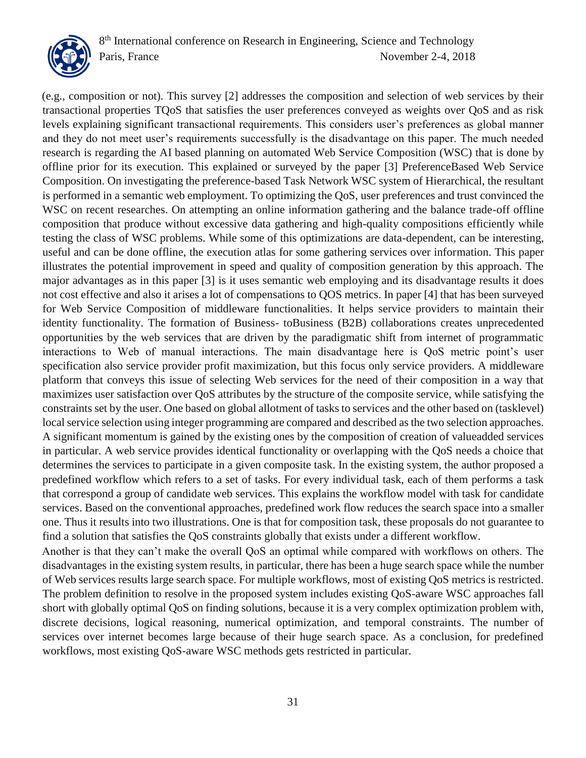(e.g., composition or not). This survey [2] addresses the composition and selection of web services by their transactional properties TQoS that satisfies the user preferences conveyed as weights over QoS and as risk levels explaining significant transactional requirements. This considers user's preferences as global manner and they do not meet user's requirements successfully is the disadvantage on this paper. The much needed research is regarding the AI based planning on automated Web Service Composition (WSC) that is done by offline prior for its execution. This explained or surveyed by the paper [3] PreferenceBased Web Service Composition. On investigating the preference-based Task Network WSC system of Hierarchical, the resultant is performed in a semantic web employment. To optimizing the QoS, user preferences and trust convinced the WSC on recent researches. On attempting an online information gathering and the balance trade-off offline composition that produce without excessive data gathering and high-quality compositions efficiently while testing the class of WSC problems. While some of this optimizations are data-dependent, can be interesting, useful and can be done offline, the execution atlas for some gathering services over information. This paper illustrates the potential improvement in speed and quality of composition generation by this approach. The major advantages as in this paper [3] is it uses semantic web employing and its disadvantage results it does not cost effective and also it arises a lot of compensations to QOS metrics. In paper [4] that has been surveyed for Web Service Composition of middleware functionalities. It helps service providers to maintain their identity functionality. The formation of Business- toBusiness (B2B) collaborations creates unprecedented opportunities by the web services that are driven by the paradigmatic shift from internet of programmatic interactions to Web of manual interactions. The main disadvantage here is QoS metric point's user specification also service provider profit maximization, but this focus only service providers. A middleware platform that conveys this issue of selecting Web services for the need of their composition in a way that maximizes user satisfaction over QoS attributes by the structure of the composite service, while satisfying the constraints set by the user. One based on global allotment of tasks to services and the other based on (tasklevel) local service selection using integer programming are compared and described as the two selection approaches. A significant momentum is gained by the existing ones by the composition of creation of valueadded services in particular. A web service provides identical functionality or overlapping with the QoS needs a choice that determines the services to participate in a given composite task. In the existing system, the author proposed a predefined workflow which refers to a set of tasks. For every individual task, each of them performs a task that correspond a group of candidate web services. This explains the workflow model with task for candidate services. Based on the conventional approaches, predefined work flow reduces the search space into a smaller one. Thus it results into two illustrations. One is that for composition task, these proposals do not guarantee to find a solution that satisfies the QoS constraints globally that exists under a different workflow.

Another is that they can't make the overall QoS an optimal while compared with workflows on others. The disadvantages in the existing system results, in particular, there has been a huge search space while the number of Web services results large search space. For multiple workflows, most of existing QoS metrics is restricted. The problem definition to resolve in the proposed system includes existing QoS-aware WSC approaches fall short with globally optimal QoS on finding solutions, because it is a very complex optimization problem with, discrete decisions, logical reasoning, numerical optimization, and temporal constraints. The number of services over internet becomes large because of their huge search space. As a conclusion, for predefined workflows, most existing QoS-aware WSC methods gets restricted in particular.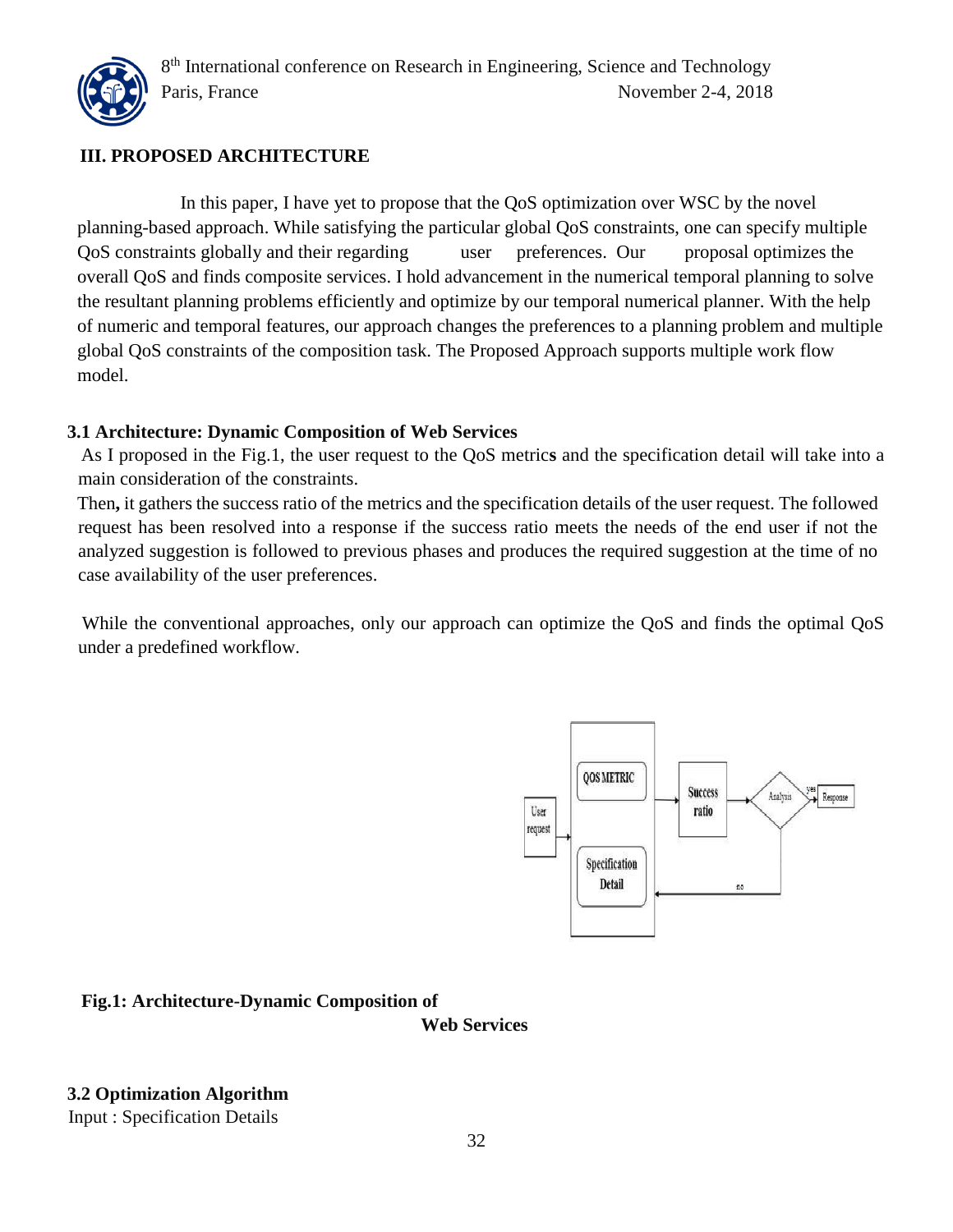### III. PROPOSED ARCHITECTURE

In this paper, I have yet to propose that the QoS optimization over WSC by the novel planning-based approach. While satisfying the particular global QoS constraints, one can specify multiple QoS constraints globally and their regarding user preferences. Our proposal optimizes the overall QoS and finds composite services. I hold advancement in the numerical temporal planning to solve the resultant planning problems efficiently and optimize by our temporal numerical planner. With the help of numeric and temporal features, our approach changes the preferences to a planning problem and multiple global QoS constraints of the composition task. The Proposed Approach supports multiple work flow model.

#### 3.1 Architecture: Dynamic Composition of Web Services

As I proposed in the Fig.1, the user request to the QoS metric**s** and the specification detail will take into a main consideration of the constraints.

Then**,** it gathers the success ratio of the metrics and the specification details of the user request. The followed request has been resolved into a response if the success ratio meets the needs of the end user if not the analyzed suggestion is followed to previous phases and produces the required suggestion at the time of no case availability of the user preferences.

While the conventional approaches, only our approach can optimize the QoS and finds the optimal QoS under a predefined workflow.

**Fig.1: Architecture-Dynamic Composition of Web Services**

#### 3.2 Optimization Algorithm

Input : Specification Details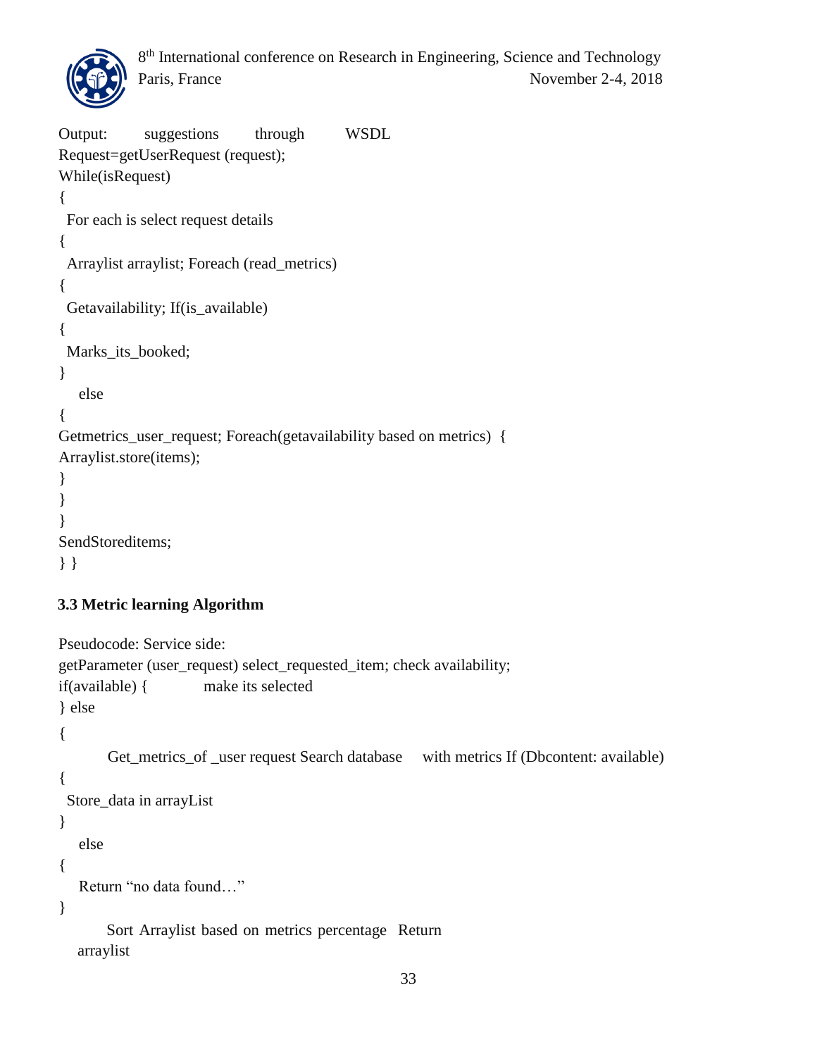```
Output: suggestions through WSDL
Request=getUserRequest (request);
While(isRequest)
{
 For each is select request details
{
 Arraylist arraylist; Foreach (read_metrics)
{
 Getavailability; If(is_available)
{
 Marks_its_booked;
}
   else
{
Getmetrics_user_request; Foreach(getavailability based on metrics) {
Arraylist.store(items);
}
}
}
SendStoreditems;
} }
```

### 3.3 Metric learning Algorithm

```
Pseudocode: Service side:
getParameter (user_request) select_requested_item; check availability;
if(available) {        make its selected
} else
{
        Get_metrics_of _user request Search database    with metrics If (Dbcontent: available)
{
 Store_data in arrayList
}
   else
{
   Return "no data found…"
}
        Sort Arraylist based on metrics percentage  Return
   arraylist
```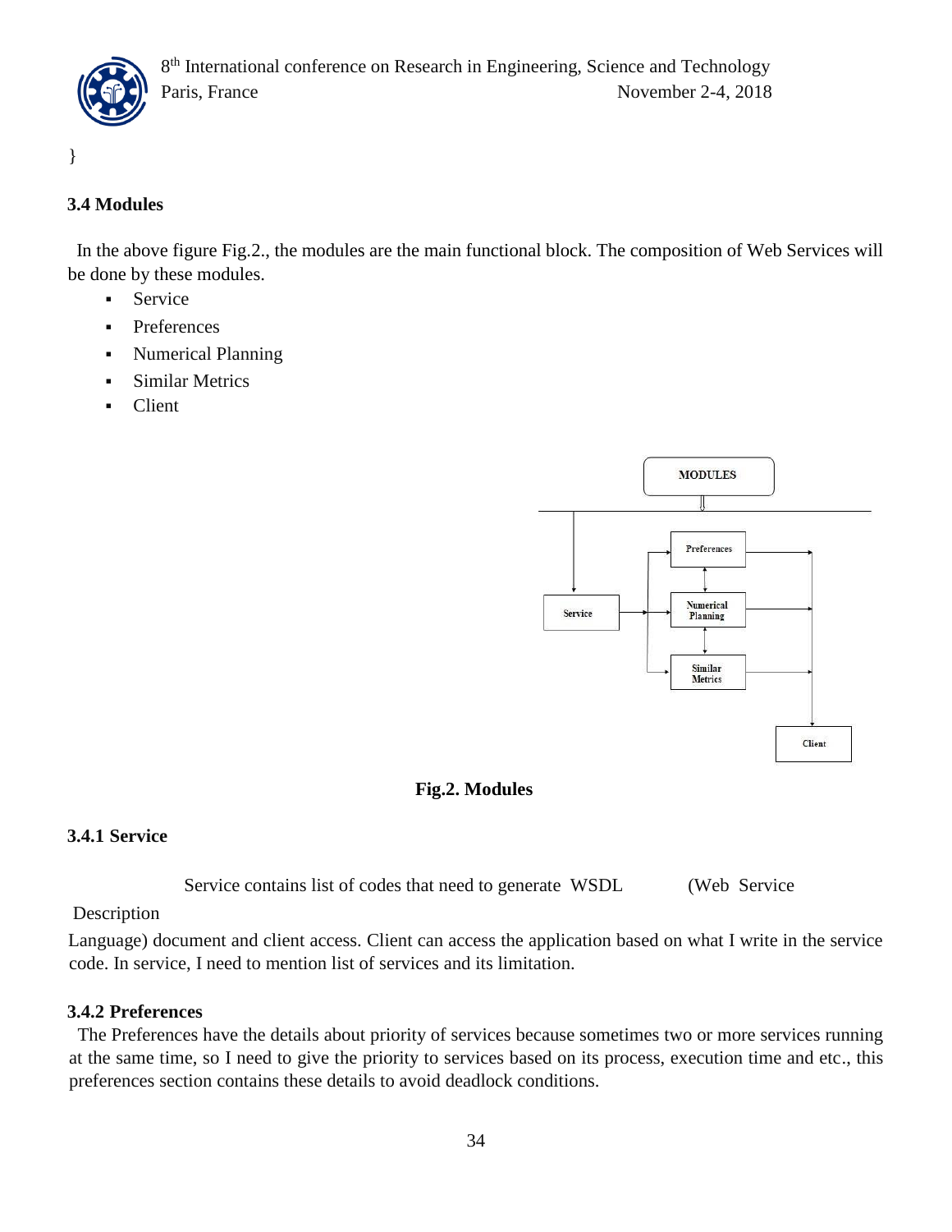}

### 3.4 Modules

In the above figure Fig.2., the modules are the main functional block. The composition of Web Services will be done by these modules.

- Service
- Preferences
- Numerical Planning
- Similar Metrics
- Client

**Fig.2. Modules**

### 3.4.1 Service

Service contains list of codes that need to generate WSDL (Web Service Description Language) document and client access. Client can access the application based on what I write in the service code. In service, I need to mention list of services and its limitation.

### 3.4.2 Preferences

The Preferences have the details about priority of services because sometimes two or more services running at the same time, so I need to give the priority to services based on its process, execution time and etc., this preferences section contains these details to avoid deadlock conditions.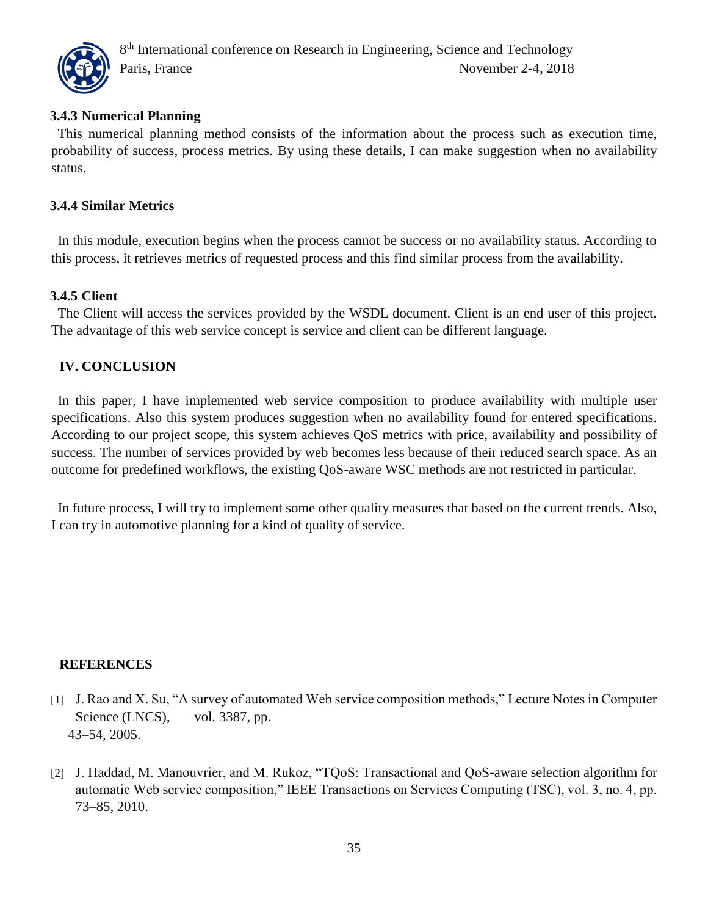### 3.4.3 Numerical Planning

This numerical planning method consists of the information about the process such as execution time, probability of success, process metrics. By using these details, I can make suggestion when no availability status.

### 3.4.4 Similar Metrics

In this module, execution begins when the process cannot be success or no availability status. According to this process, it retrieves metrics of requested process and this find similar process from the availability.

### 3.4.5 Client

The Client will access the services provided by the WSDL document. Client is an end user of this project. The advantage of this web service concept is service and client can be different language.

## IV. CONCLUSION

In this paper, I have implemented web service composition to produce availability with multiple user specifications. Also this system produces suggestion when no availability found for entered specifications. According to our project scope, this system achieves QoS metrics with price, availability and possibility of success. The number of services provided by web becomes less because of their reduced search space. As an outcome for predefined workflows, the existing QoS-aware WSC methods are not restricted in particular.

In future process, I will try to implement some other quality measures that based on the current trends. Also, I can try in automotive planning for a kind of quality of service.

## REFERENCES

[1] J. Rao and X. Su, "A survey of automated Web service composition methods," Lecture Notes in Computer Science (LNCS), vol. 3387, pp. 43–54, 2005.

[2] J. Haddad, M. Manouvrier, and M. Rukoz, "TQoS: Transactional and QoS-aware selection algorithm for automatic Web service composition," IEEE Transactions on Services Computing (TSC), vol. 3, no. 4, pp. 73–85, 2010.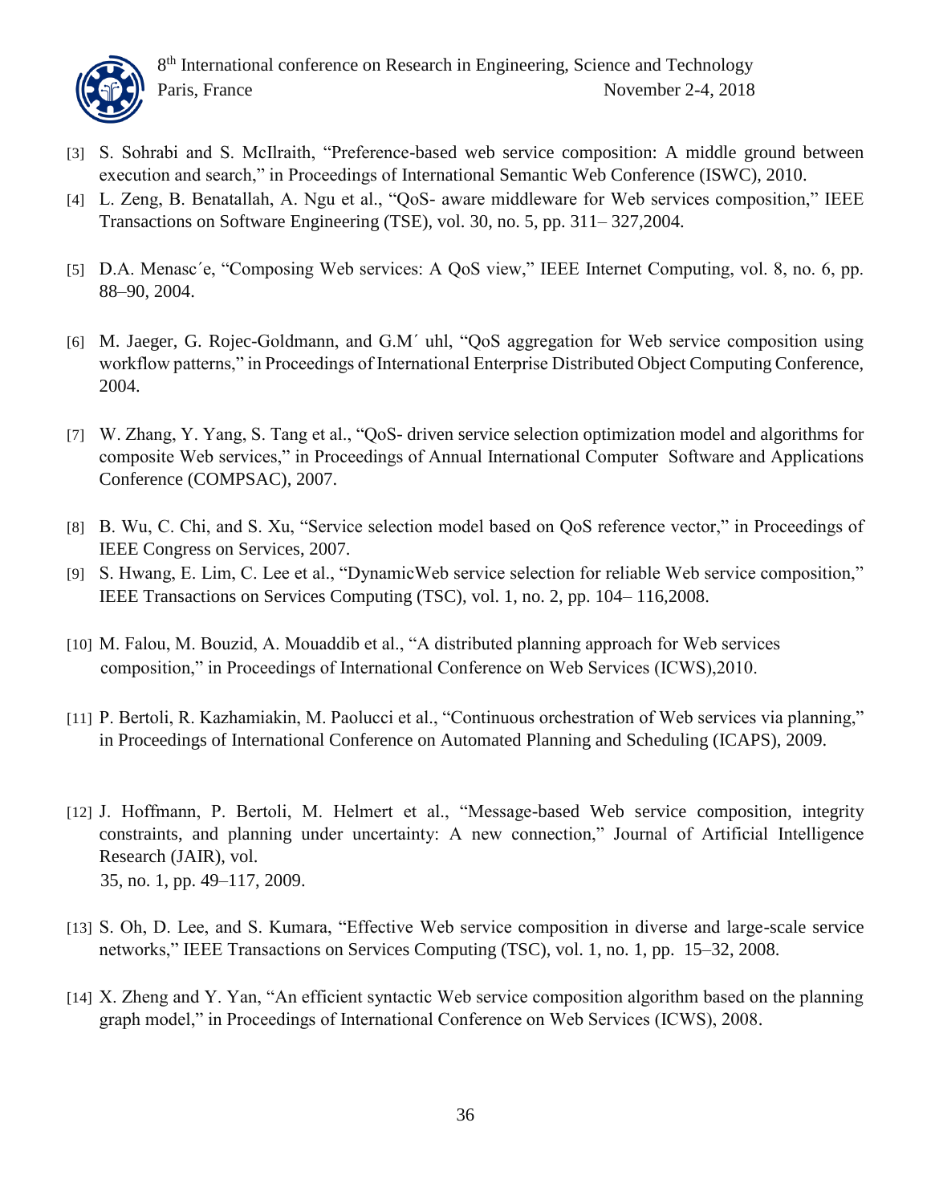[3] S. Sohrabi and S. McIlraith, "Preference-based web service composition: A middle ground between execution and search," in Proceedings of International Semantic Web Conference (ISWC), 2010.

[4] L. Zeng, B. Benatallah, A. Ngu et al., "QoS- aware middleware for Web services composition," IEEE Transactions on Software Engineering (TSE), vol. 30, no. 5, pp. 311– 327,2004.

[5] D.A. Menasc´e, "Composing Web services: A QoS view," IEEE Internet Computing, vol. 8, no. 6, pp. 88–90, 2004.

[6] M. Jaeger, G. Rojec-Goldmann, and G.M´ uhl, "QoS aggregation for Web service composition using workflow patterns," in Proceedings of International Enterprise Distributed Object Computing Conference, 2004.

[7] W. Zhang, Y. Yang, S. Tang et al., "QoS- driven service selection optimization model and algorithms for composite Web services," in Proceedings of Annual International Computer Software and Applications Conference (COMPSAC), 2007.

[8] B. Wu, C. Chi, and S. Xu, "Service selection model based on QoS reference vector," in Proceedings of IEEE Congress on Services, 2007.

[9] S. Hwang, E. Lim, C. Lee et al., "DynamicWeb service selection for reliable Web service composition," IEEE Transactions on Services Computing (TSC), vol. 1, no. 2, pp. 104– 116,2008.

[10] M. Falou, M. Bouzid, A. Mouaddib et al., "A distributed planning approach for Web services composition," in Proceedings of International Conference on Web Services (ICWS),2010.

[11] P. Bertoli, R. Kazhamiakin, M. Paolucci et al., "Continuous orchestration of Web services via planning," in Proceedings of International Conference on Automated Planning and Scheduling (ICAPS), 2009.

[12] J. Hoffmann, P. Bertoli, M. Helmert et al., "Message-based Web service composition, integrity constraints, and planning under uncertainty: A new connection," Journal of Artificial Intelligence Research (JAIR), vol. 35, no. 1, pp. 49–117, 2009.

[13] S. Oh, D. Lee, and S. Kumara, "Effective Web service composition in diverse and large-scale service networks," IEEE Transactions on Services Computing (TSC), vol. 1, no. 1, pp. 15–32, 2008.

[14] X. Zheng and Y. Yan, "An efficient syntactic Web service composition algorithm based on the planning graph model," in Proceedings of International Conference on Web Services (ICWS), 2008.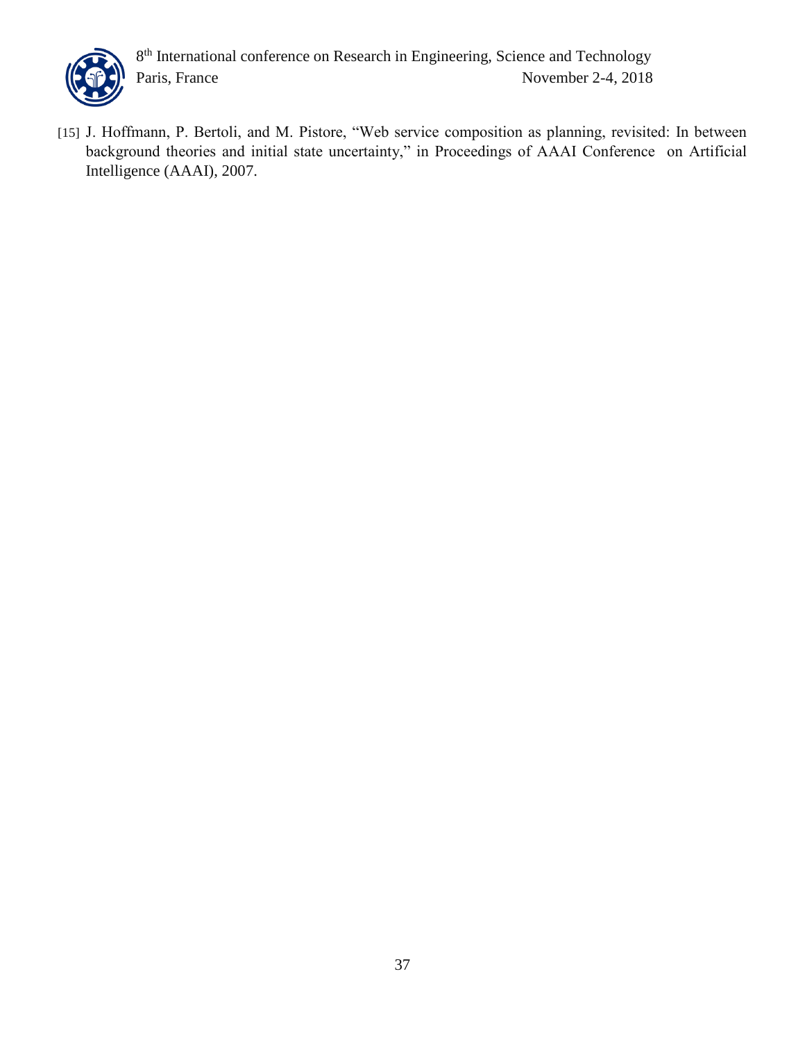[15] J. Hoffmann, P. Bertoli, and M. Pistore, “Web service composition as planning, revisited: In between background theories and initial state uncertainty,” in Proceedings of AAAI Conference on Artificial Intelligence (AAAI), 2007.